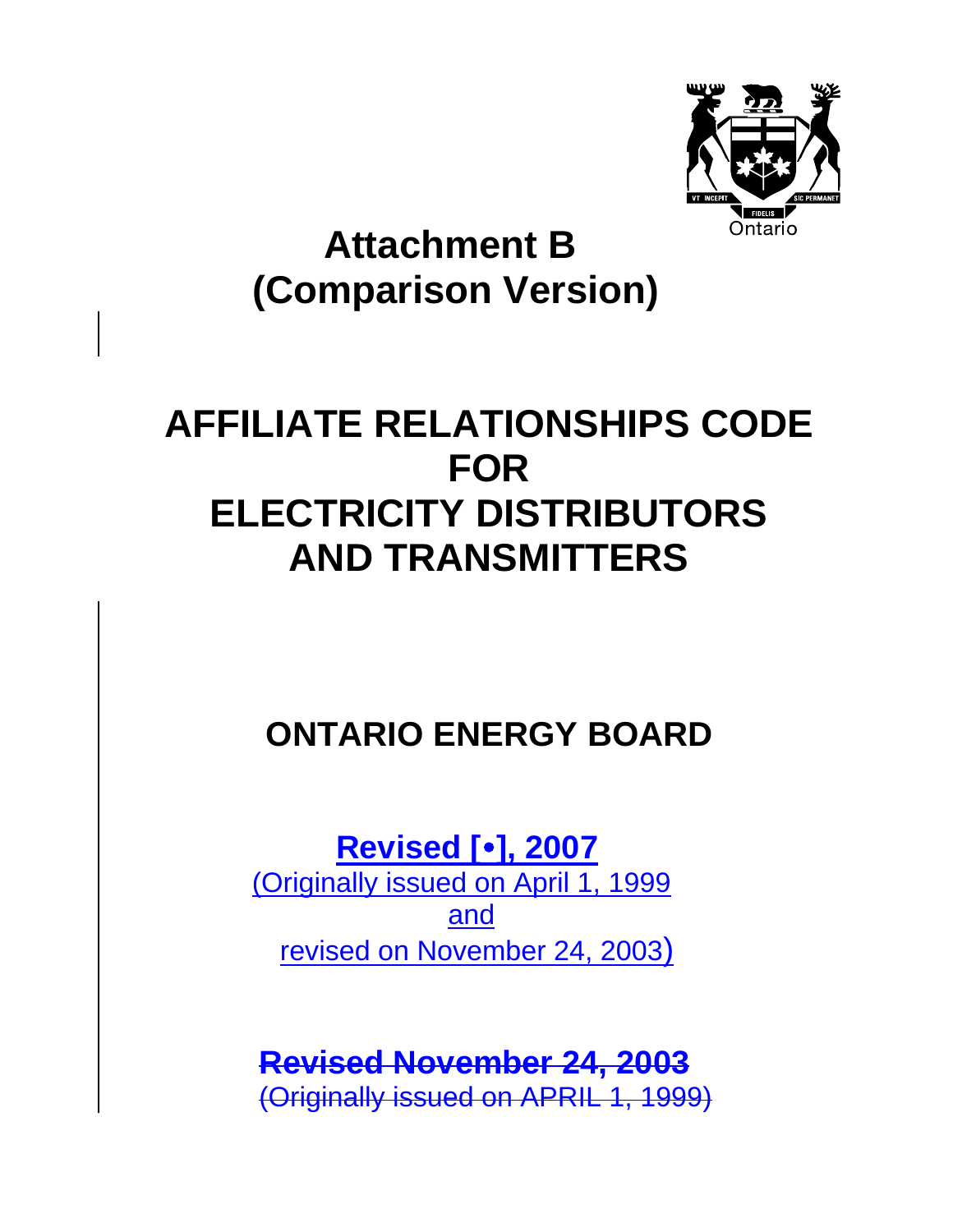Ontario

# Attachment B
# (Comparison Version)

# AFFILIATE RELATIONSHIPS CODE FOR ELECTRICITY DISTRIBUTORS AND TRANSMITTERS

## ONTARIO ENERGY BOARD

**Revised [•], 2007**

(Originally issued on April 1, 1999
and
revised on November 24, 2003)

~~**Revised November 24, 2003**~~

~~(Originally issued on APRIL 1, 1999)~~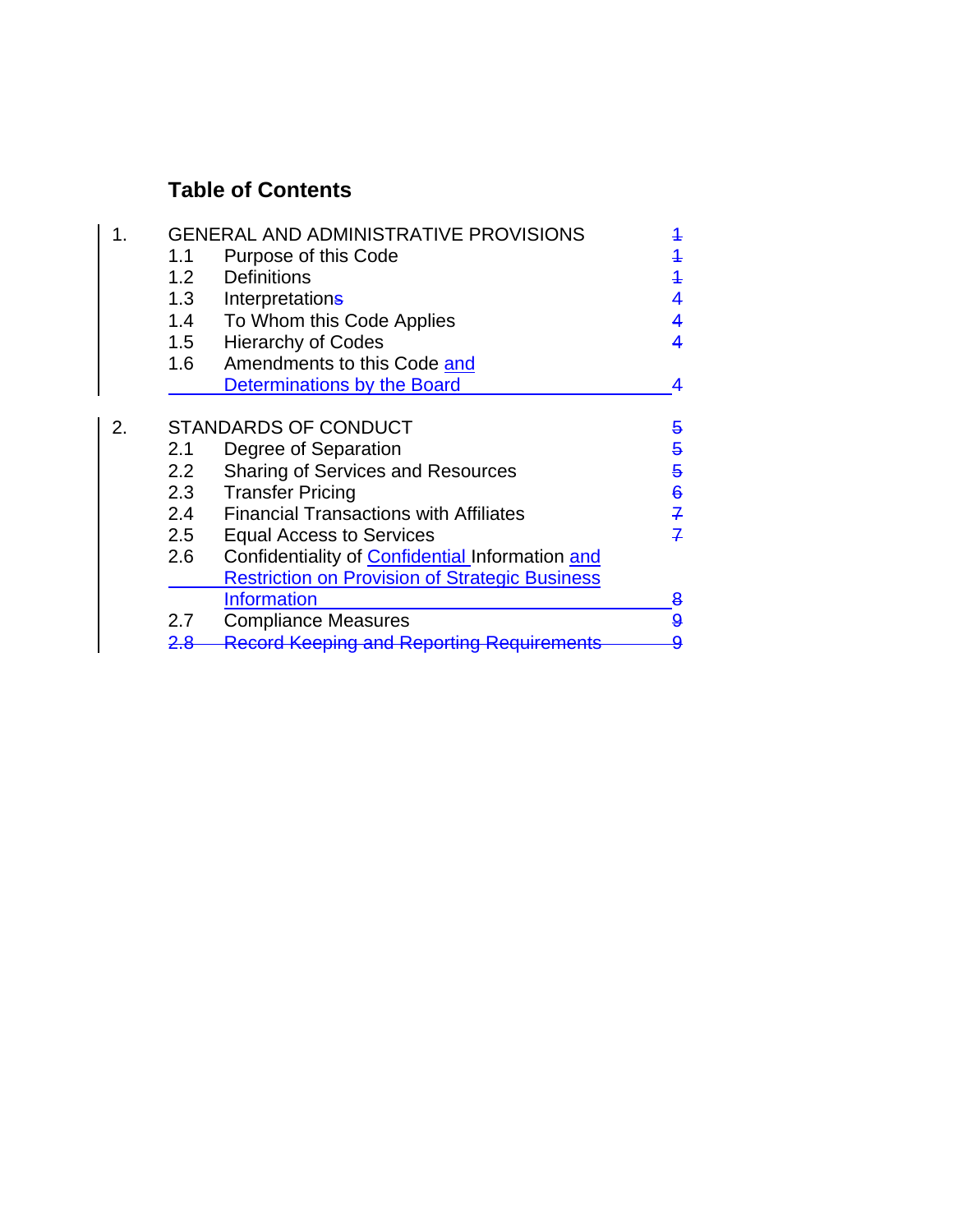## Table of Contents

| | | | |
|---|---|---|---|
| 1. | GENERAL AND ADMINISTRATIVE PROVISIONS | | 1 |
| | 1.1 | Purpose of this Code | 1 |
| | 1.2 | Definitions | 1 |
| | 1.3 | Interpretations | 4 |
| | 1.4 | To Whom this Code Applies | 4 |
| | 1.5 | Hierarchy of Codes | 4 |
| | 1.6 | Amendments to this Code and Determinations by the Board | 4 |
| 2. | STANDARDS OF CONDUCT | | 5 |
| | 2.1 | Degree of Separation | 5 |
| | 2.2 | Sharing of Services and Resources | 5 |
| | 2.3 | Transfer Pricing | 6 |
| | 2.4 | Financial Transactions with Affiliates | 7 |
| | 2.5 | Equal Access to Services | 7 |
| | 2.6 | Confidentiality of Confidential Information and Restriction on Provision of Strategic Business Information | 8 |
| | 2.7 | Compliance Measures | 9 |
| | ~~2.8~~ | ~~Record Keeping and Reporting Requirements~~ | ~~9~~ |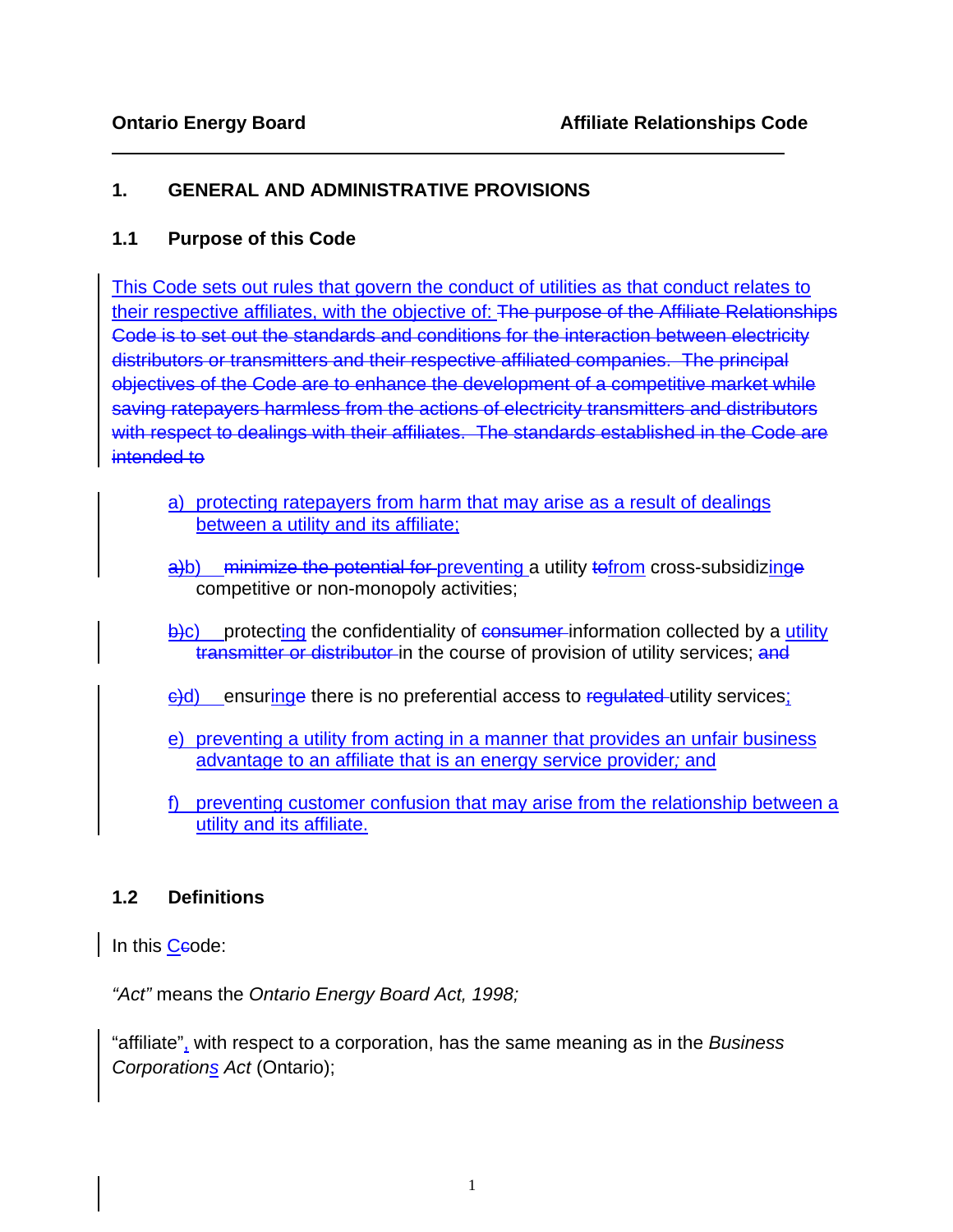# 1. GENERAL AND ADMINISTRATIVE PROVISIONS

## 1.1 Purpose of this Code

This Code sets out rules that govern the conduct of utilities as that conduct relates to their respective affiliates, with the objective of: ~~The purpose of the Affiliate Relationships Code is to set out the standards and conditions for the interaction between electricity distributors or transmitters and their respective affiliated companies. The principal objectives of the Code are to enhance the development of a competitive market while saving ratepayers harmless from the actions of electricity transmitters and distributors with respect to dealings with their affiliates. The standards established in the Code are intended to~~

- a) protecting ratepayers from harm that may arise as a result of dealings between a utility and its affiliate;
- ~~a)~~b) ~~minimize the potential for~~ preventing a utility ~~to~~from cross-subsidizing~~e~~ competitive or non-monopoly activities;
- ~~b)~~c) protecting the confidentiality of ~~consumer~~ information collected by a utility ~~transmitter or distributor~~ in the course of provision of utility services; ~~and~~
- ~~c)~~d) ensuring~~e~~ there is no preferential access to ~~regulated~~ utility services;
- e) preventing a utility from acting in a manner that provides an unfair business advantage to an affiliate that is an energy service provider; and
- f) preventing customer confusion that may arise from the relationship between a utility and its affiliate.

## 1.2 Definitions

In this C~~c~~ode:

*"Act"* means the *Ontario Energy Board Act, 1998;*

"affiliate", with respect to a corporation, has the same meaning as in the *Business Corporations Act* (Ontario);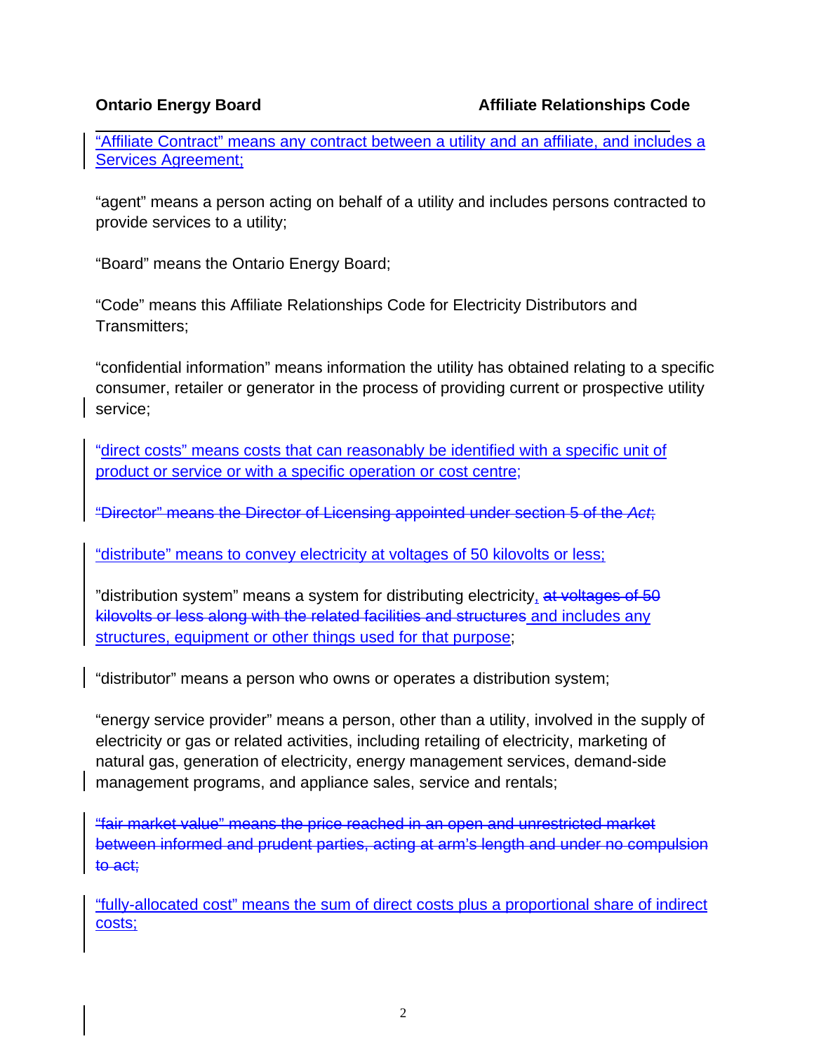"Affiliate Contract" means any contract between a utility and an affiliate, and includes a Services Agreement;

"agent" means a person acting on behalf of a utility and includes persons contracted to provide services to a utility;

"Board" means the Ontario Energy Board;

"Code" means this Affiliate Relationships Code for Electricity Distributors and Transmitters;

"confidential information" means information the utility has obtained relating to a specific consumer, retailer or generator in the process of providing current or prospective utility service;

"direct costs" means costs that can reasonably be identified with a specific unit of product or service or with a specific operation or cost centre;

~~"Director" means the Director of Licensing appointed under section 5 of the *Act*;~~

"distribute" means to convey electricity at voltages of 50 kilovolts or less;

"distribution system" means a system for distributing electricity, ~~at voltages of 50 kilovolts or less along with the related facilities and structures~~ and includes any structures, equipment or other things used for that purpose;

"distributor" means a person who owns or operates a distribution system;

"energy service provider" means a person, other than a utility, involved in the supply of electricity or gas or related activities, including retailing of electricity, marketing of natural gas, generation of electricity, energy management services, demand-side management programs, and appliance sales, service and rentals;

~~"fair market value" means the price reached in an open and unrestricted market between informed and prudent parties, acting at arm's length and under no compulsion to act;~~

"fully-allocated cost" means the sum of direct costs plus a proportional share of indirect costs;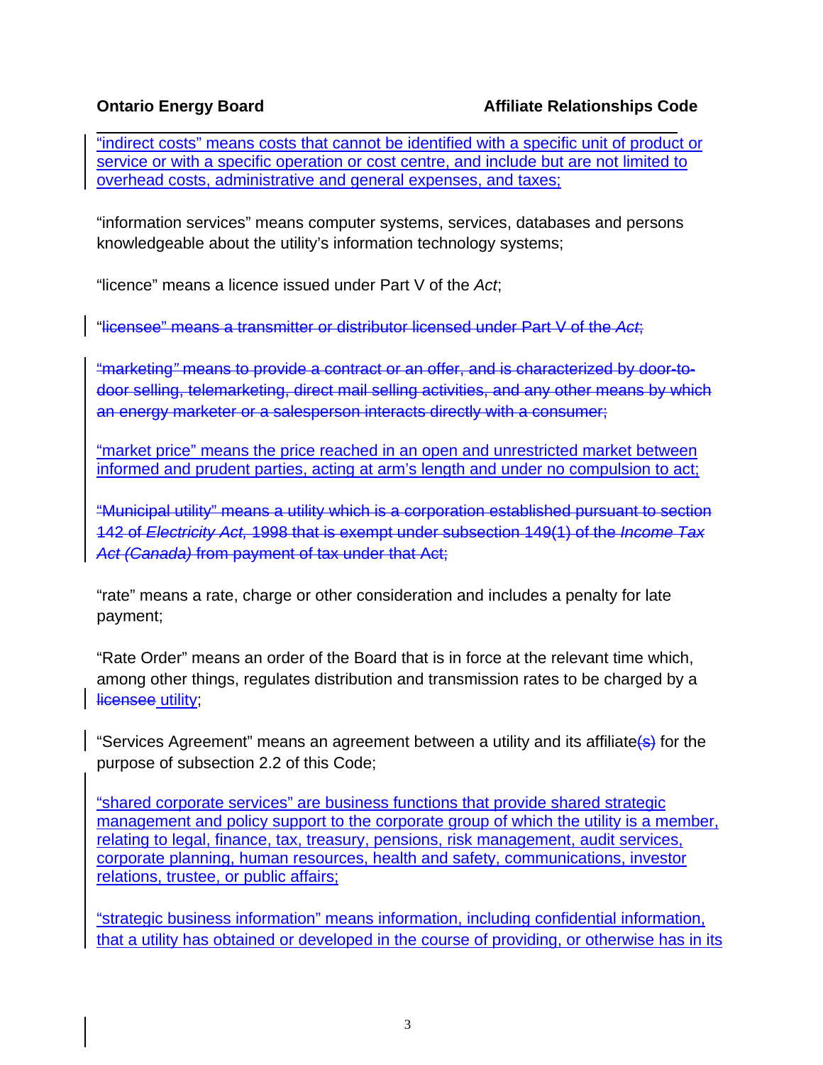"indirect costs" means costs that cannot be identified with a specific unit of product or service or with a specific operation or cost centre, and include but are not limited to overhead costs, administrative and general expenses, and taxes;

"information services" means computer systems, services, databases and persons knowledgeable about the utility's information technology systems;

"licence" means a licence issued under Part V of the *Act*;

~~"licensee" means a transmitter or distributor licensed under Part V of the *Act*;~~

~~"marketing" means to provide a contract or an offer, and is characterized by door-to-door selling, telemarketing, direct mail selling activities, and any other means by which an energy marketer or a salesperson interacts directly with a consumer;~~

"market price" means the price reached in an open and unrestricted market between informed and prudent parties, acting at arm's length and under no compulsion to act;

~~"Municipal utility" means a utility which is a corporation established pursuant to section 142 of *Electricity Act*, 1998 that is exempt under subsection 149(1) of the *Income Tax Act (Canada)* from payment of tax under that Act;~~

"rate" means a rate, charge or other consideration and includes a penalty for late payment;

"Rate Order" means an order of the Board that is in force at the relevant time which, among other things, regulates distribution and transmission rates to be charged by a ~~licensee~~ utility;

"Services Agreement" means an agreement between a utility and its affiliate~~(s)~~ for the purpose of subsection 2.2 of this Code;

"shared corporate services" are business functions that provide shared strategic management and policy support to the corporate group of which the utility is a member, relating to legal, finance, tax, treasury, pensions, risk management, audit services, corporate planning, human resources, health and safety, communications, investor relations, trustee, or public affairs;

"strategic business information" means information, including confidential information, that a utility has obtained or developed in the course of providing, or otherwise has in its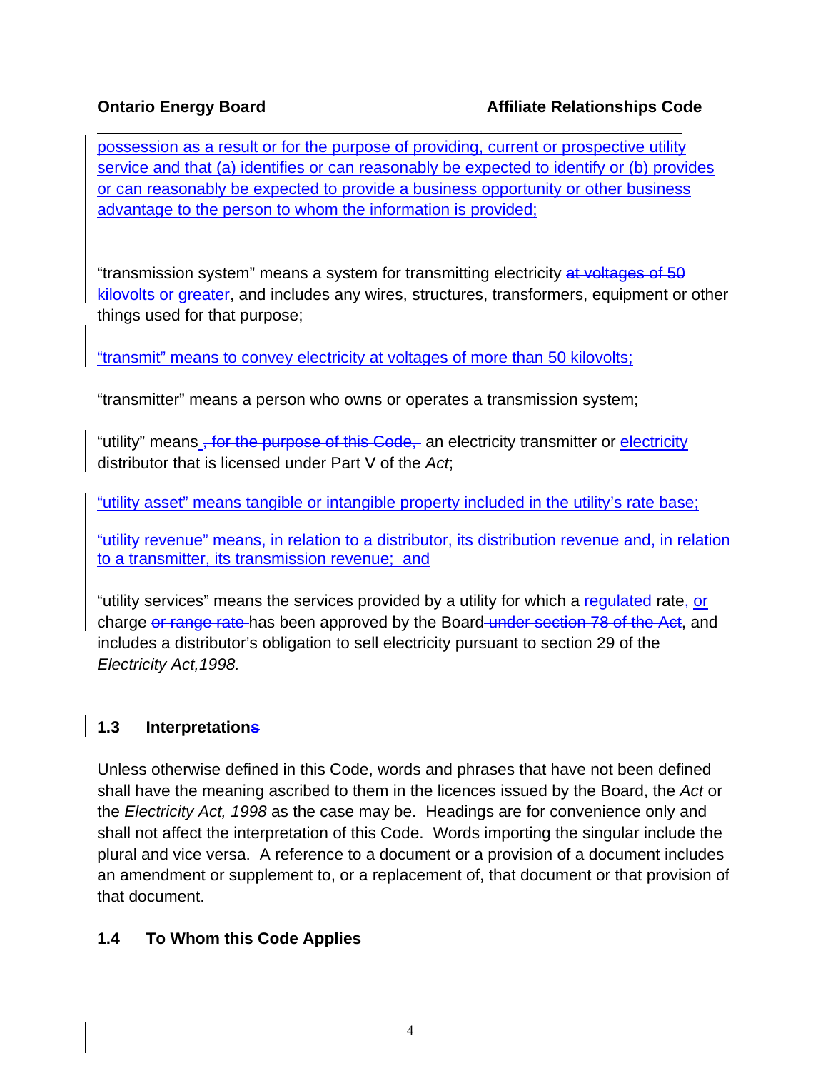possession as a result or for the purpose of providing, current or prospective utility service and that (a) identifies or can reasonably be expected to identify or (b) provides or can reasonably be expected to provide a business opportunity or other business advantage to the person to whom the information is provided;

"transmission system" means a system for transmitting electricity ~~at voltages of 50 kilovolts or greater~~, and includes any wires, structures, transformers, equipment or other things used for that purpose;

"transmit" means to convey electricity at voltages of more than 50 kilovolts;

"transmitter" means a person who owns or operates a transmission system;

"utility" means ~~, for the purpose of this Code,~~ an electricity transmitter or electricity distributor that is licensed under Part V of the *Act*;

"utility asset" means tangible or intangible property included in the utility's rate base;

"utility revenue" means, in relation to a distributor, its distribution revenue and, in relation to a transmitter, its transmission revenue; and

"utility services" means the services provided by a utility for which a ~~regulated~~ rate~~,~~ or charge ~~or range rate~~ has been approved by the Board ~~under section 78 of the Act~~, and includes a distributor's obligation to sell electricity pursuant to section 29 of the *Electricity Act,1998.*

## 1.3 Interpretation~~s~~

Unless otherwise defined in this Code, words and phrases that have not been defined shall have the meaning ascribed to them in the licences issued by the Board, the *Act* or the *Electricity Act, 1998* as the case may be. Headings are for convenience only and shall not affect the interpretation of this Code. Words importing the singular include the plural and vice versa. A reference to a document or a provision of a document includes an amendment or supplement to, or a replacement of, that document or that provision of that document.

## 1.4 To Whom this Code Applies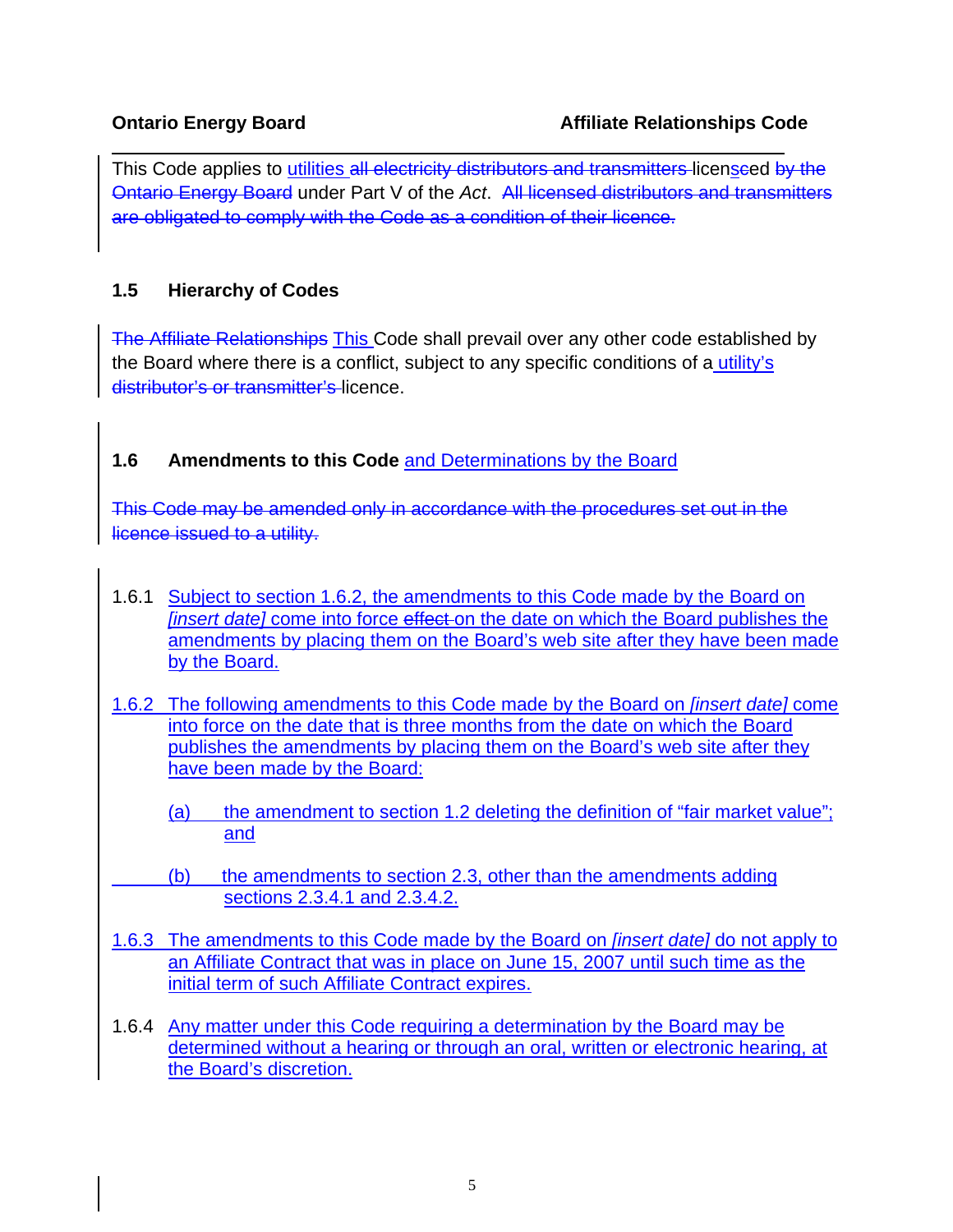This Code applies to utilities all electricity distributors and transmitters licensced by the Ontario Energy Board under Part V of the *Act*. All licensed distributors and transmitters are obligated to comply with the Code as a condition of their licence.

## 1.5 Hierarchy of Codes

The Affiliate Relationships This Code shall prevail over any other code established by the Board where there is a conflict, subject to any specific conditions of a utility's distributor's or transmitter's licence.

## 1.6 Amendments to this Code and Determinations by the Board

This Code may be amended only in accordance with the procedures set out in the licence issued to a utility.

1.6.1 Subject to section 1.6.2, the amendments to this Code made by the Board on *[insert date]* come into force effect on the date on which the Board publishes the amendments by placing them on the Board's web site after they have been made by the Board.

1.6.2 The following amendments to this Code made by the Board on *[insert date]* come into force on the date that is three months from the date on which the Board publishes the amendments by placing them on the Board's web site after they have been made by the Board:

(a) the amendment to section 1.2 deleting the definition of "fair market value"; and

(b) the amendments to section 2.3, other than the amendments adding sections 2.3.4.1 and 2.3.4.2.

1.6.3 The amendments to this Code made by the Board on *[insert date]* do not apply to an Affiliate Contract that was in place on June 15, 2007 until such time as the initial term of such Affiliate Contract expires.

1.6.4 Any matter under this Code requiring a determination by the Board may be determined without a hearing or through an oral, written or electronic hearing, at the Board's discretion.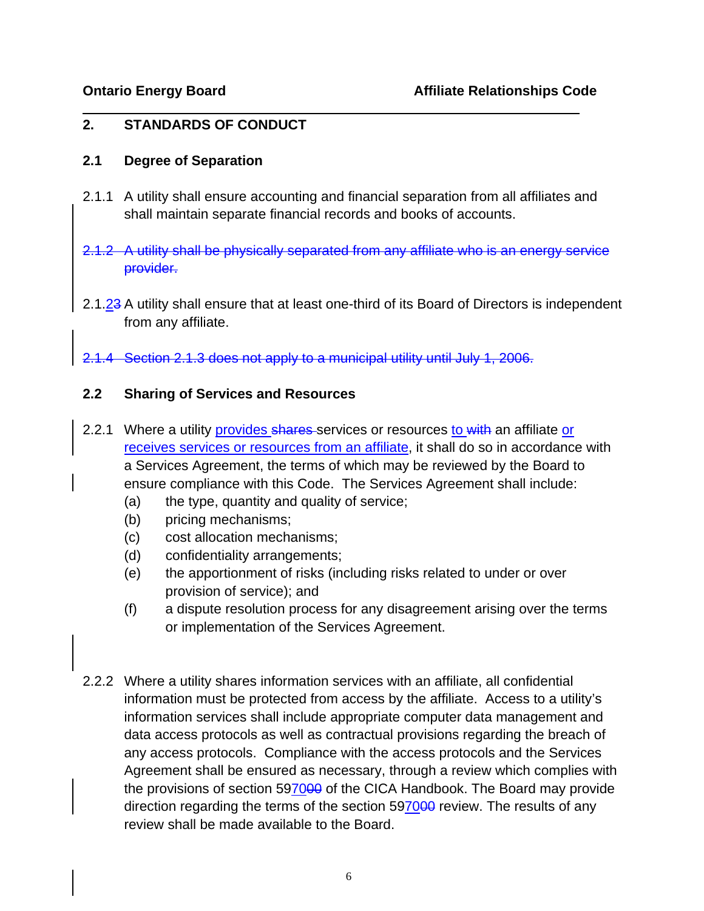## 2. STANDARDS OF CONDUCT

### 2.1 Degree of Separation

2.1.1 A utility shall ensure accounting and financial separation from all affiliates and shall maintain separate financial records and books of accounts.

~~2.1.2 A utility shall be physically separated from any affiliate who is an energy service provider.~~

2.1.2~~3~~ A utility shall ensure that at least one-third of its Board of Directors is independent from any affiliate.

~~2.1.4 Section 2.1.3 does not apply to a municipal utility until July 1, 2006.~~

### 2.2 Sharing of Services and Resources

2.2.1 Where a utility provides ~~shares~~ services or resources to ~~with~~ an affiliate or receives services or resources from an affiliate, it shall do so in accordance with a Services Agreement, the terms of which may be reviewed by the Board to ensure compliance with this Code. The Services Agreement shall include:

(a) the type, quantity and quality of service;
(b) pricing mechanisms;
(c) cost allocation mechanisms;
(d) confidentiality arrangements;
(e) the apportionment of risks (including risks related to under or over provision of service); and
(f) a dispute resolution process for any disagreement arising over the terms or implementation of the Services Agreement.

2.2.2 Where a utility shares information services with an affiliate, all confidential information must be protected from access by the affiliate. Access to a utility's information services shall include appropriate computer data management and data access protocols as well as contractual provisions regarding the breach of any access protocols. Compliance with the access protocols and the Services Agreement shall be ensured as necessary, through a review which complies with the provisions of section 5970~~00~~ of the CICA Handbook. The Board may provide direction regarding the terms of the section 5970~~00~~ review. The results of any review shall be made available to the Board.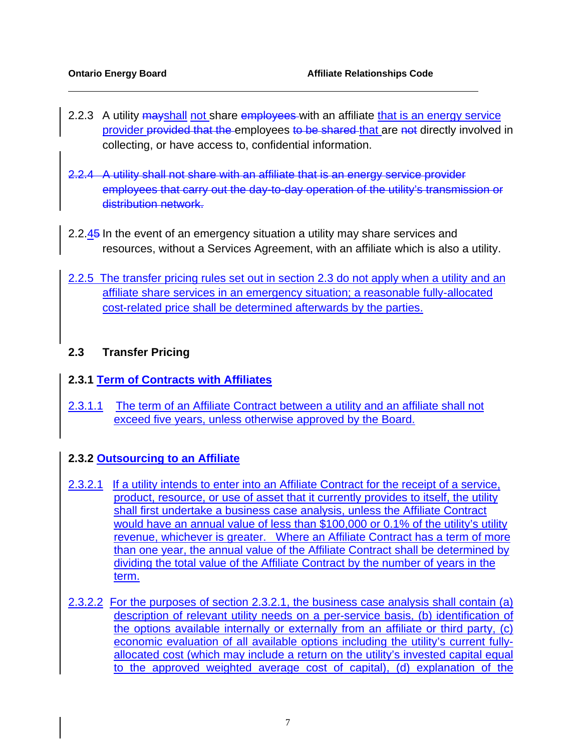2.2.3 A utility ~~may~~shall not share ~~employees~~ with an affiliate that is an energy service provider ~~provided that the~~ employees ~~to be shared~~ that are ~~not~~ directly involved in collecting, or have access to, confidential information.

~~2.2.4 A utility shall not share with an affiliate that is an energy service provider employees that carry out the day-to-day operation of the utility's transmission or distribution network.~~

2.2.4~~5~~ In the event of an emergency situation a utility may share services and resources, without a Services Agreement, with an affiliate which is also a utility.

2.2.5 The transfer pricing rules set out in section 2.3 do not apply when a utility and an affiliate share services in an emergency situation; a reasonable fully-allocated cost-related price shall be determined afterwards by the parties.

## 2.3 Transfer Pricing

### 2.3.1 Term of Contracts with Affiliates

2.3.1.1 The term of an Affiliate Contract between a utility and an affiliate shall not exceed five years, unless otherwise approved by the Board.

### 2.3.2 Outsourcing to an Affiliate

2.3.2.1 If a utility intends to enter into an Affiliate Contract for the receipt of a service, product, resource, or use of asset that it currently provides to itself, the utility shall first undertake a business case analysis, unless the Affiliate Contract would have an annual value of less than $100,000 or 0.1% of the utility's utility revenue, whichever is greater. Where an Affiliate Contract has a term of more than one year, the annual value of the Affiliate Contract shall be determined by dividing the total value of the Affiliate Contract by the number of years in the term.

2.3.2.2 For the purposes of section 2.3.2.1, the business case analysis shall contain (a) description of relevant utility needs on a per-service basis, (b) identification of the options available internally or externally from an affiliate or third party, (c) economic evaluation of all available options including the utility's current fully-allocated cost (which may include a return on the utility's invested capital equal to the approved weighted average cost of capital), (d) explanation of the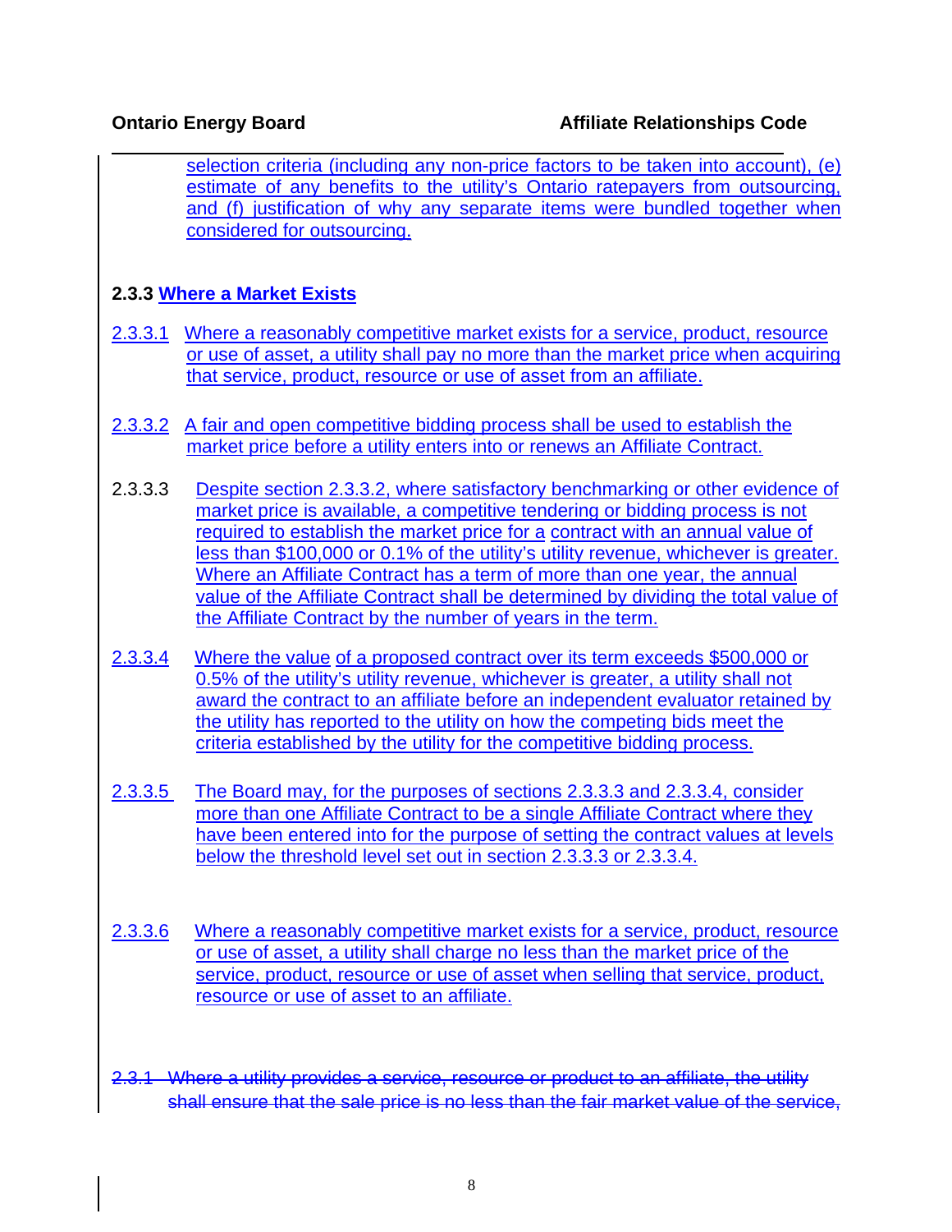selection criteria (including any non-price factors to be taken into account), (e) estimate of any benefits to the utility's Ontario ratepayers from outsourcing, and (f) justification of why any separate items were bundled together when considered for outsourcing.

### 2.3.3 Where a Market Exists

2.3.3.1 Where a reasonably competitive market exists for a service, product, resource or use of asset, a utility shall pay no more than the market price when acquiring that service, product, resource or use of asset from an affiliate.

2.3.3.2 A fair and open competitive bidding process shall be used to establish the market price before a utility enters into or renews an Affiliate Contract.

2.3.3.3 Despite section 2.3.3.2, where satisfactory benchmarking or other evidence of market price is available, a competitive tendering or bidding process is not required to establish the market price for a contract with an annual value of less than $100,000 or 0.1% of the utility's utility revenue, whichever is greater. Where an Affiliate Contract has a term of more than one year, the annual value of the Affiliate Contract shall be determined by dividing the total value of the Affiliate Contract by the number of years in the term.

2.3.3.4 Where the value of a proposed contract over its term exceeds $500,000 or 0.5% of the utility's utility revenue, whichever is greater, a utility shall not award the contract to an affiliate before an independent evaluator retained by the utility has reported to the utility on how the competing bids meet the criteria established by the utility for the competitive bidding process.

2.3.3.5 The Board may, for the purposes of sections 2.3.3.3 and 2.3.3.4, consider more than one Affiliate Contract to be a single Affiliate Contract where they have been entered into for the purpose of setting the contract values at levels below the threshold level set out in section 2.3.3.3 or 2.3.3.4.

2.3.3.6 Where a reasonably competitive market exists for a service, product, resource or use of asset, a utility shall charge no less than the market price of the service, product, resource or use of asset when selling that service, product, resource or use of asset to an affiliate.

~~2.3.1 Where a utility provides a service, resource or product to an affiliate, the utility shall ensure that the sale price is no less than the fair market value of the service,~~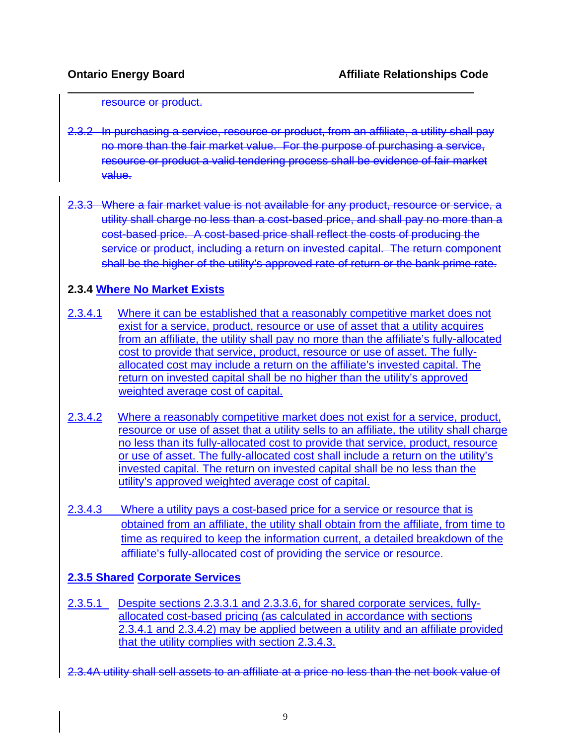~~resource or product.~~

~~2.3.2 In purchasing a service, resource or product, from an affiliate, a utility shall pay no more than the fair market value. For the purpose of purchasing a service, resource or product a valid tendering process shall be evidence of fair market value.~~

~~2.3.3 Where a fair market value is not available for any product, resource or service, a utility shall charge no less than a cost-based price, and shall pay no more than a cost-based price. A cost-based price shall reflect the costs of producing the service or product, including a return on invested capital. The return component shall be the higher of the utility's approved rate of return or the bank prime rate.~~

**2.3.4 Where No Market Exists**

2.3.4.1 Where it can be established that a reasonably competitive market does not exist for a service, product, resource or use of asset that a utility acquires from an affiliate, the utility shall pay no more than the affiliate's fully-allocated cost to provide that service, product, resource or use of asset. The fully-allocated cost may include a return on the affiliate's invested capital. The return on invested capital shall be no higher than the utility's approved weighted average cost of capital.

2.3.4.2 Where a reasonably competitive market does not exist for a service, product, resource or use of asset that a utility sells to an affiliate, the utility shall charge no less than its fully-allocated cost to provide that service, product, resource or use of asset. The fully-allocated cost shall include a return on the utility's invested capital. The return on invested capital shall be no less than the utility's approved weighted average cost of capital.

2.3.4.3 Where a utility pays a cost-based price for a service or resource that is obtained from an affiliate, the utility shall obtain from the affiliate, from time to time as required to keep the information current, a detailed breakdown of the affiliate's fully-allocated cost of providing the service or resource.

**2.3.5 Shared Corporate Services**

2.3.5.1 Despite sections 2.3.3.1 and 2.3.3.6, for shared corporate services, fully-allocated cost-based pricing (as calculated in accordance with sections 2.3.4.1 and 2.3.4.2) may be applied between a utility and an affiliate provided that the utility complies with section 2.3.4.3.

~~2.3.4A utility shall sell assets to an affiliate at a price no less than the net book value of~~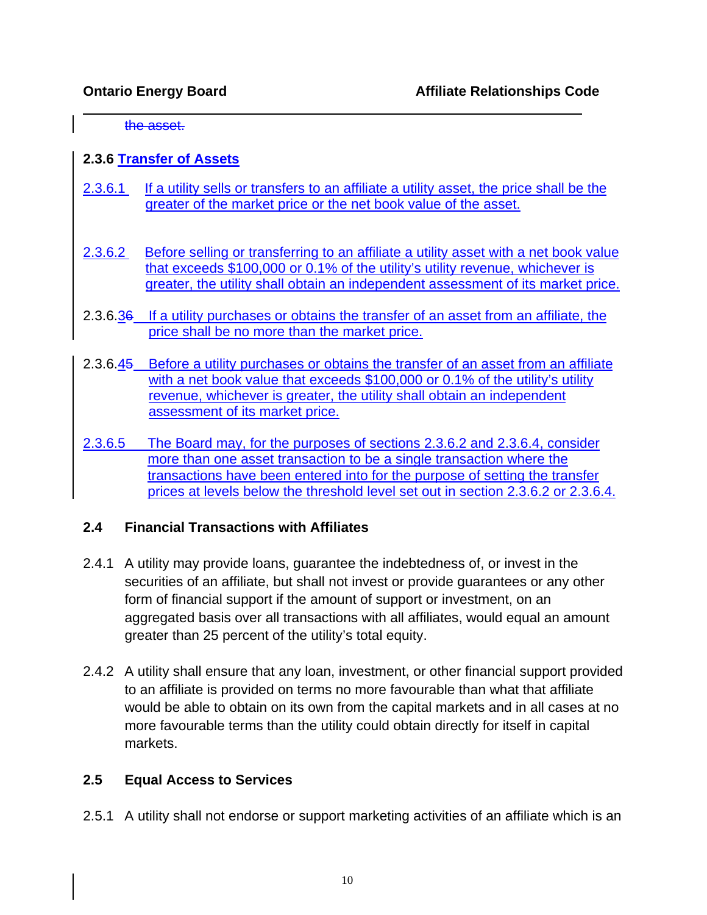the asset.

### 2.3.6 Transfer of Assets

2.3.6.1 If a utility sells or transfers to an affiliate a utility asset, the price shall be the greater of the market price or the net book value of the asset.

2.3.6.2 Before selling or transferring to an affiliate a utility asset with a net book value that exceeds $100,000 or 0.1% of the utility's utility revenue, whichever is greater, the utility shall obtain an independent assessment of its market price.

2.3.6.36 If a utility purchases or obtains the transfer of an asset from an affiliate, the price shall be no more than the market price.

2.3.6.45 Before a utility purchases or obtains the transfer of an asset from an affiliate with a net book value that exceeds $100,000 or 0.1% of the utility's utility revenue, whichever is greater, the utility shall obtain an independent assessment of its market price.

2.3.6.5 The Board may, for the purposes of sections 2.3.6.2 and 2.3.6.4, consider more than one asset transaction to be a single transaction where the transactions have been entered into for the purpose of setting the transfer prices at levels below the threshold level set out in section 2.3.6.2 or 2.3.6.4.

### 2.4 Financial Transactions with Affiliates

2.4.1 A utility may provide loans, guarantee the indebtedness of, or invest in the securities of an affiliate, but shall not invest or provide guarantees or any other form of financial support if the amount of support or investment, on an aggregated basis over all transactions with all affiliates, would equal an amount greater than 25 percent of the utility's total equity.

2.4.2 A utility shall ensure that any loan, investment, or other financial support provided to an affiliate is provided on terms no more favourable than what that affiliate would be able to obtain on its own from the capital markets and in all cases at no more favourable terms than the utility could obtain directly for itself in capital markets.

### 2.5 Equal Access to Services

2.5.1 A utility shall not endorse or support marketing activities of an affiliate which is an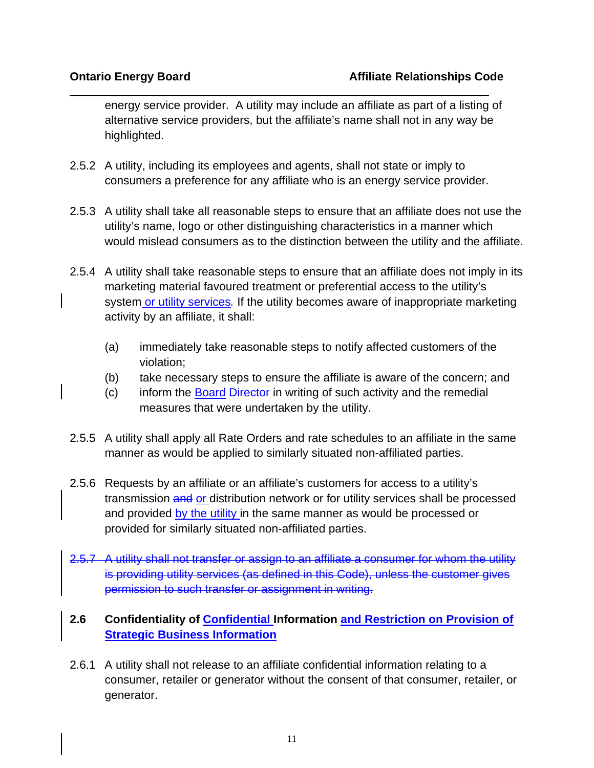energy service provider. A utility may include an affiliate as part of a listing of alternative service providers, but the affiliate's name shall not in any way be highlighted.

2.5.2 A utility, including its employees and agents, shall not state or imply to consumers a preference for any affiliate who is an energy service provider.

2.5.3 A utility shall take all reasonable steps to ensure that an affiliate does not use the utility's name, logo or other distinguishing characteristics in a manner which would mislead consumers as to the distinction between the utility and the affiliate.

2.5.4 A utility shall take reasonable steps to ensure that an affiliate does not imply in its marketing material favoured treatment or preferential access to the utility's system or utility services. If the utility becomes aware of inappropriate marketing activity by an affiliate, it shall:

- (a) immediately take reasonable steps to notify affected customers of the violation;
- (b) take necessary steps to ensure the affiliate is aware of the concern; and
- (c) inform the Board ~~Director~~ in writing of such activity and the remedial measures that were undertaken by the utility.

2.5.5 A utility shall apply all Rate Orders and rate schedules to an affiliate in the same manner as would be applied to similarly situated non-affiliated parties.

2.5.6 Requests by an affiliate or an affiliate's customers for access to a utility's transmission ~~and~~ or distribution network or for utility services shall be processed and provided by the utility in the same manner as would be processed or provided for similarly situated non-affiliated parties.

~~2.5.7 A utility shall not transfer or assign to an affiliate a consumer for whom the utility is providing utility services (as defined in this Code), unless the customer gives permission to such transfer or assignment in writing.~~

### 2.6 Confidentiality of Confidential Information and Restriction on Provision of Strategic Business Information

2.6.1 A utility shall not release to an affiliate confidential information relating to a consumer, retailer or generator without the consent of that consumer, retailer, or generator.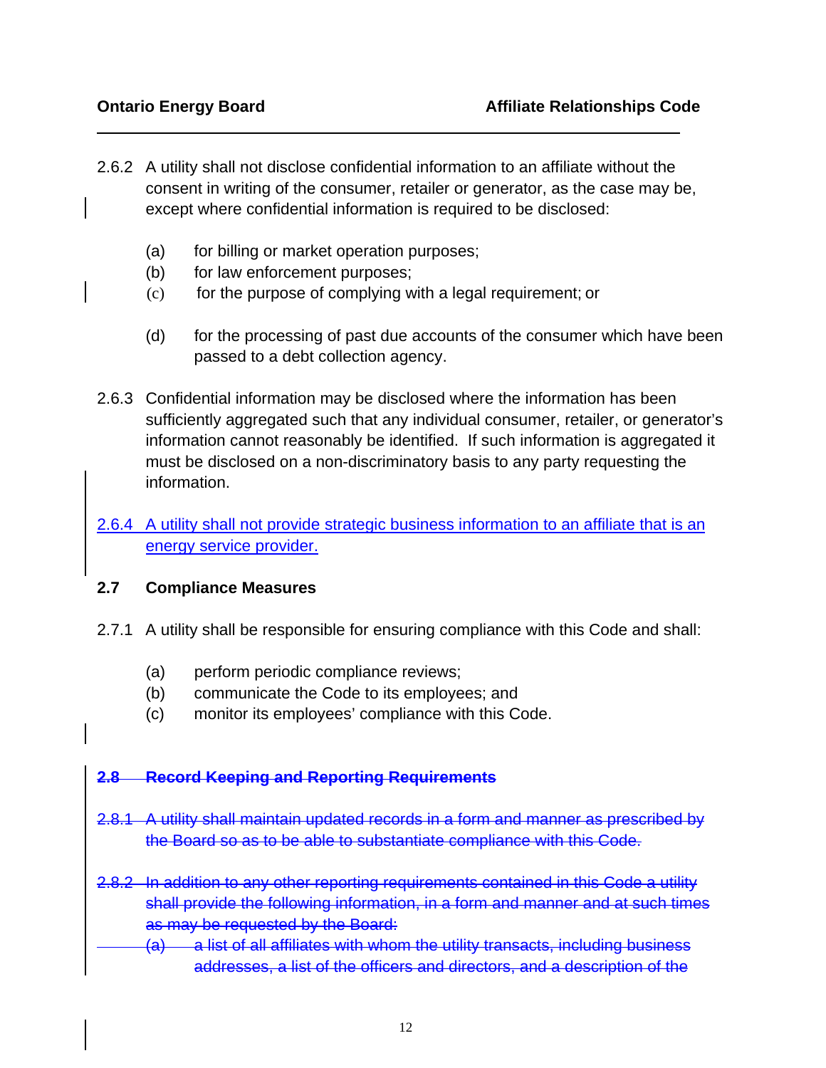2.6.2 A utility shall not disclose confidential information to an affiliate without the consent in writing of the consumer, retailer or generator, as the case may be, except where confidential information is required to be disclosed:

(a) for billing or market operation purposes;
(b) for law enforcement purposes;
(c) for the purpose of complying with a legal requirement; or

(d) for the processing of past due accounts of the consumer which have been passed to a debt collection agency.

2.6.3 Confidential information may be disclosed where the information has been sufficiently aggregated such that any individual consumer, retailer, or generator's information cannot reasonably be identified. If such information is aggregated it must be disclosed on a non-discriminatory basis to any party requesting the information.

2.6.4 A utility shall not provide strategic business information to an affiliate that is an energy service provider.

**2.7 Compliance Measures**

2.7.1 A utility shall be responsible for ensuring compliance with this Code and shall:

(a) perform periodic compliance reviews;
(b) communicate the Code to its employees; and
(c) monitor its employees' compliance with this Code.

~~**2.8 Record Keeping and Reporting Requirements**~~

~~2.8.1 A utility shall maintain updated records in a form and manner as prescribed by the Board so as to be able to substantiate compliance with this Code.~~

~~2.8.2 In addition to any other reporting requirements contained in this Code a utility shall provide the following information, in a form and manner and at such times as may be requested by the Board:~~

~~(a) a list of all affiliates with whom the utility transacts, including business addresses, a list of the officers and directors, and a description of the~~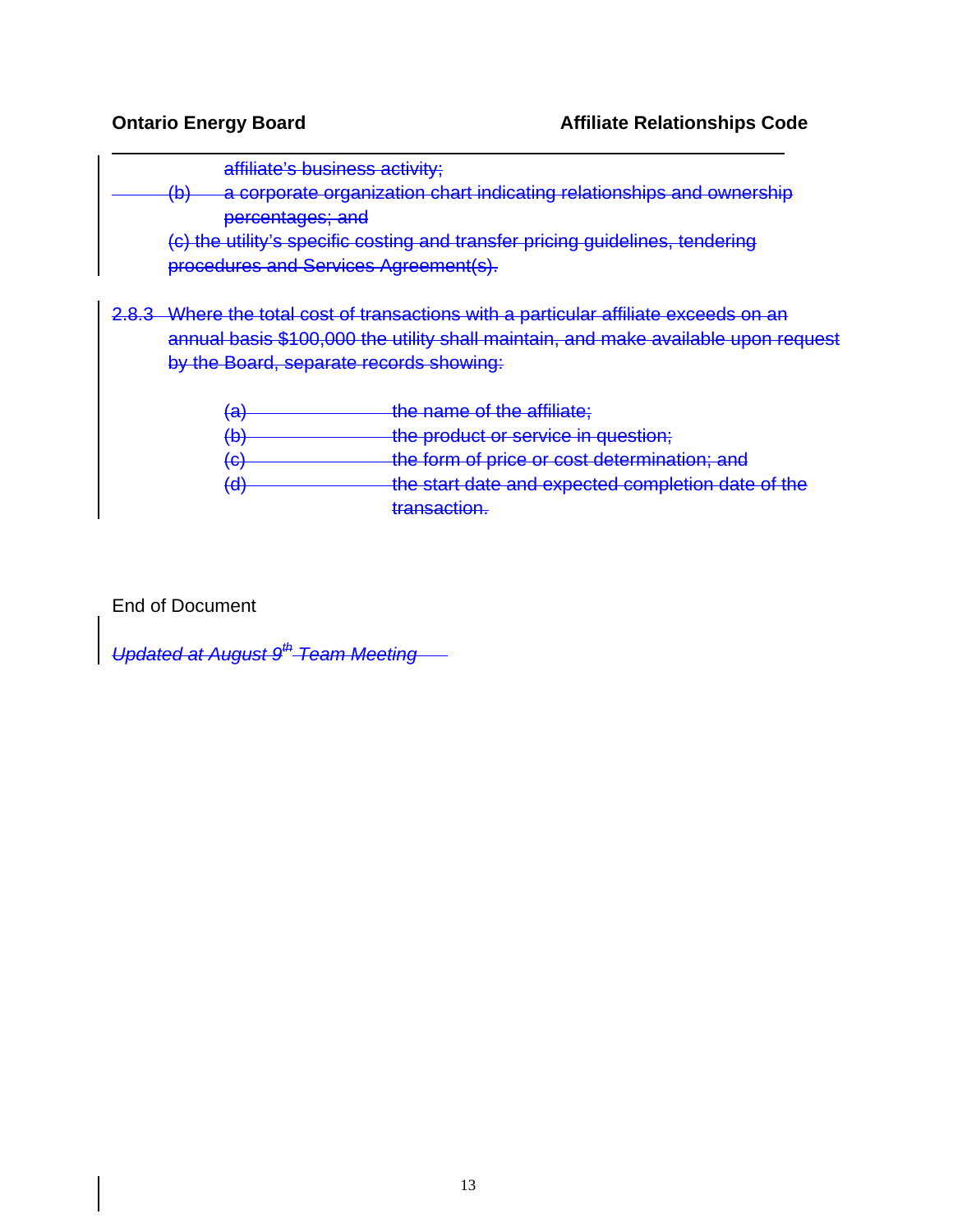~~affiliate's business activity;~~

~~(b) a corporate organization chart indicating relationships and ownership percentages; and~~

~~(c) the utility's specific costing and transfer pricing guidelines, tendering procedures and Services Agreement(s).~~

~~2.8.3 Where the total cost of transactions with a particular affiliate exceeds on an annual basis $100,000 the utility shall maintain, and make available upon request by the Board, separate records showing:~~

~~(a) the name of the affiliate;~~

~~(b) the product or service in question;~~

~~(c) the form of price or cost determination; and~~

~~(d) the start date and expected completion date of the transaction.~~

End of Document

~~*Updated at August 9th Team Meeting*~~